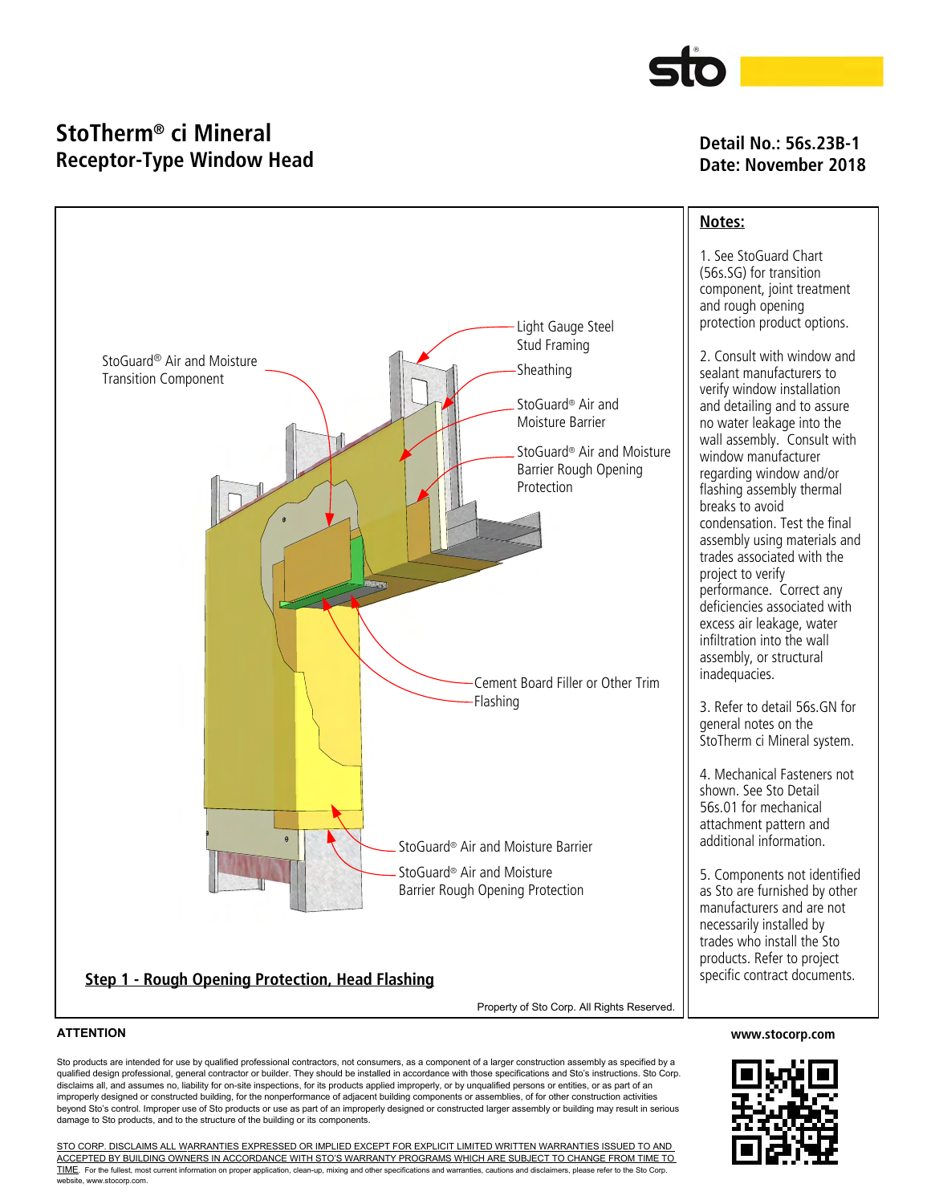# StoTherm® ci Mineral
## Receptor-Type Window Head

**Detail No.: 56s.23B-1**
**Date: November 2018**

StoGuard® Air and Moisture Transition Component

Light Gauge Steel Stud Framing

Sheathing

StoGuard® Air and Moisture Barrier

StoGuard® Air and Moisture Barrier Rough Opening Protection

Cement Board Filler or Other Trim

Flashing

StoGuard® Air and Moisture Barrier

StoGuard® Air and Moisture Barrier Rough Opening Protection

**Step 1 - Rough Opening Protection, Head Flashing**

Property of Sto Corp. All Rights Reserved.

**Notes:**

1. See StoGuard Chart (56s.SG) for transition component, joint treatment and rough opening protection product options.

2. Consult with window and sealant manufacturers to verify window installation and detailing and to assure no water leakage into the wall assembly. Consult with window manufacturer regarding window and/or flashing assembly thermal breaks to avoid condensation. Test the final assembly using materials and trades associated with the project to verify performance. Correct any deficiencies associated with excess air leakage, water infiltration into the wall assembly, or structural inadequacies.

3. Refer to detail 56s.GN for general notes on the StoTherm ci Mineral system.

4. Mechanical Fasteners not shown. See Sto Detail 56s.01 for mechanical attachment pattern and additional information.

5. Components not identified as Sto are furnished by other manufacturers and are not necessarily installed by trades who install the Sto products. Refer to project specific contract documents.

**ATTENTION**

Sto products are intended for use by qualified professional contractors, not consumers, as a component of a larger construction assembly as specified by a qualified design professional, general contractor or builder. They should be installed in accordance with those specifications and Sto's instructions. Sto Corp. disclaims all, and assumes no, liability for on-site inspections, for its products applied improperly, or by unqualified persons or entities, or as part of an improperly designed or constructed building, for the nonperformance of adjacent building components or assemblies, of for other construction activities beyond Sto's control. Improper use of Sto products or use as part of an improperly designed or constructed larger assembly or building may result in serious damage to Sto products, and to the structure of the building or its components.

STO CORP. DISCLAIMS ALL WARRANTIES EXPRESSED OR IMPLIED EXCEPT FOR EXPLICIT LIMITED WRITTEN WARRANTIES ISSUED TO AND ACCEPTED BY BUILDING OWNERS IN ACCORDANCE WITH STO'S WARRANTY PROGRAMS WHICH ARE SUBJECT TO CHANGE FROM TIME TO TIME. For the fullest, most current information on proper application, clean-up, mixing and other specifications and warranties, cautions and disclaimers, please refer to the Sto Corp. website, www.stocorp.com.

www.stocorp.com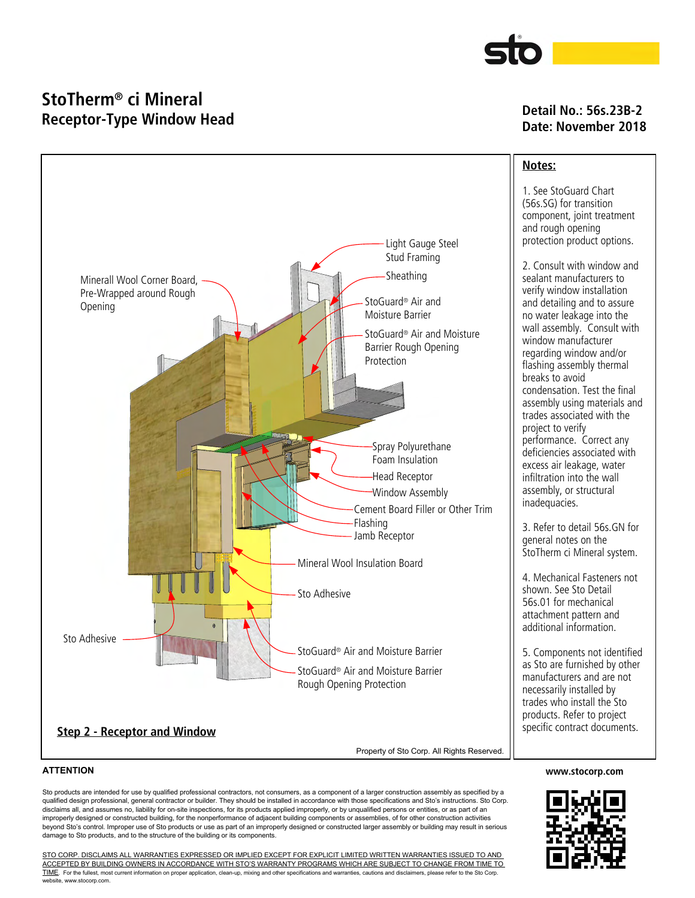# StoTherm® ci Mineral
## Receptor-Type Window Head

**Detail No.: 56s.23B-2**
**Date: November 2018**

Light Gauge Steel Stud Framing

Mineral Wool Corner Board, Pre-Wrapped around Rough Opening

Sheathing

StoGuard® Air and Moisture Barrier

StoGuard® Air and Moisture Barrier Rough Opening Protection

Spray Polyurethane Foam Insulation

Head Receptor

Window Assembly

Cement Board Filler or Other Trim

Flashing

Jamb Receptor

Mineral Wool Insulation Board

Sto Adhesive

Sto Adhesive

StoGuard® Air and Moisture Barrier

StoGuard® Air and Moisture Barrier Rough Opening Protection

**Step 2 - Receptor and Window**

Property of Sto Corp. All Rights Reserved.

## Notes:

1. See StoGuard Chart (56s.SG) for transition component, joint treatment and rough opening protection product options.

2. Consult with window and sealant manufacturers to verify window installation and detailing and to assure no water leakage into the wall assembly. Consult with window manufacturer regarding window and/or flashing assembly thermal breaks to avoid condensation. Test the final assembly using materials and trades associated with the project to verify performance. Correct any deficiencies associated with excess air leakage, water infiltration into the wall assembly, or structural inadequacies.

3. Refer to detail 56s.GN for general notes on the StoTherm ci Mineral system.

4. Mechanical Fasteners not shown. See Sto Detail 56s.01 for mechanical attachment pattern and additional information.

5. Components not identified as Sto are furnished by other manufacturers and are not necessarily installed by trades who install the Sto products. Refer to project specific contract documents.

**ATTENTION**

Sto products are intended for use by qualified professional contractors, not consumers, as a component of a larger construction assembly as specified by a qualified design professional, general contractor or builder. They should be installed in accordance with those specifications and Sto's instructions. Sto Corp. disclaims all, and assumes no, liability for on-site inspections, for its products applied improperly, or by unqualified persons or entities, or as part of an improperly designed or constructed building, for the nonperformance of adjacent building components or assemblies, of for other construction activities beyond Sto's control. Improper use of Sto products or use as part of an improperly designed or constructed larger assembly or building may result in serious damage to Sto products, and to the structure of the building or its components.

STO CORP. DISCLAIMS ALL WARRANTIES EXPRESSED OR IMPLIED EXCEPT FOR EXPLICIT LIMITED WRITTEN WARRANTIES ISSUED TO AND ACCEPTED BY BUILDING OWNERS IN ACCORDANCE WITH STO'S WARRANTY PROGRAMS WHICH ARE SUBJECT TO CHANGE FROM TIME TO TIME. For the fullest, most current information on proper application, clean-up, mixing and other specifications and warranties, cautions and disclaimers, please refer to the Sto Corp. website, www.stocorp.com.

**www.stocorp.com**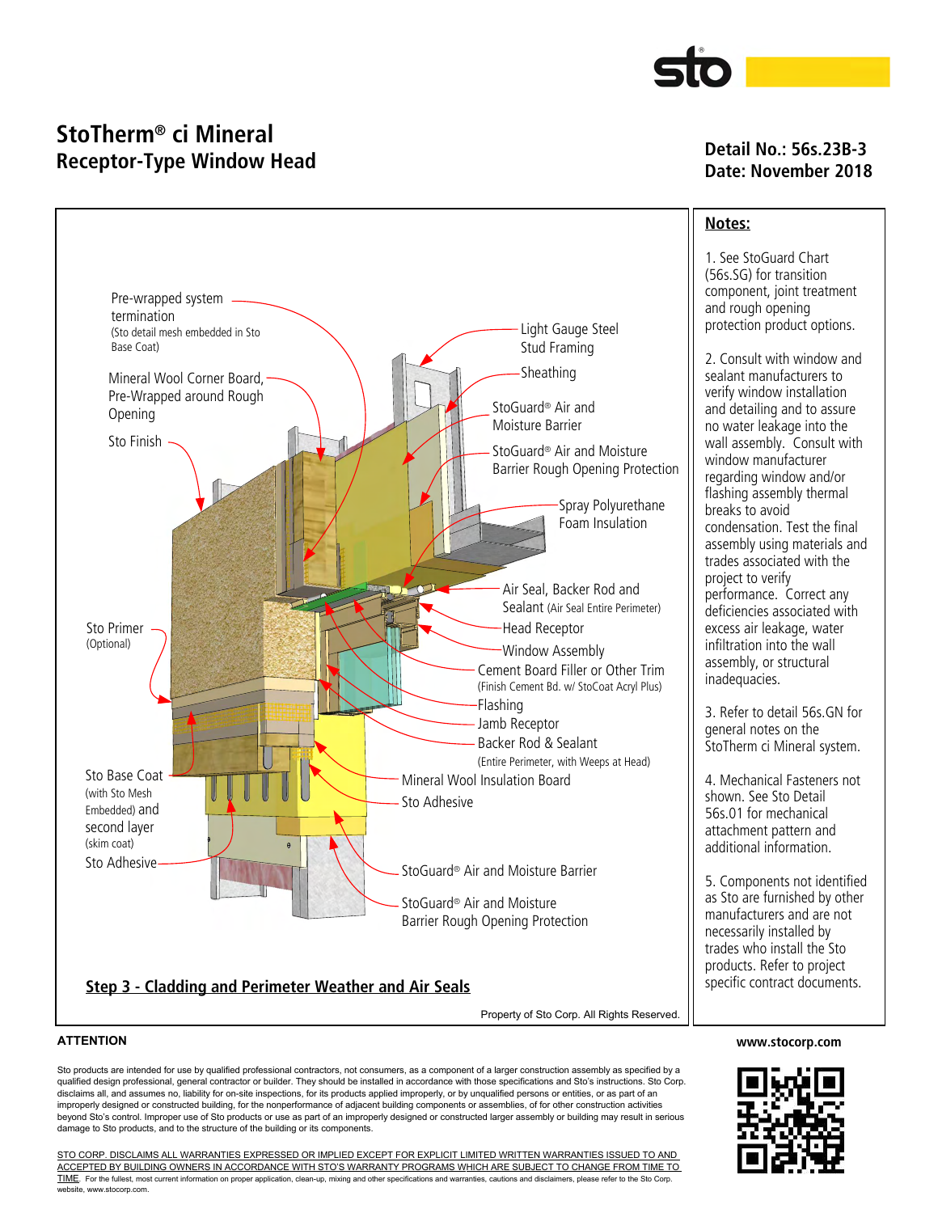# StoTherm® ci Mineral
## Receptor-Type Window Head

**Detail No.: 56s.23B-3**
**Date: November 2018**

Pre-wrapped system termination
(Sto detail mesh embedded in Sto Base Coat)

Mineral Wool Corner Board, Pre-Wrapped around Rough Opening

Sto Finish

Sto Primer
(Optional)

Sto Base Coat
(with Sto Mesh Embedded) and second layer
(skim coat)

Sto Adhesive

Light Gauge Steel Stud Framing

Sheathing

StoGuard® Air and Moisture Barrier

StoGuard® Air and Moisture Barrier Rough Opening Protection

Spray Polyurethane Foam Insulation

Air Seal, Backer Rod and Sealant (Air Seal Entire Perimeter)

Head Receptor

Window Assembly

Cement Board Filler or Other Trim
(Finish Cement Bd. w/ StoCoat Acryl Plus)

Flashing

Jamb Receptor

Backer Rod & Sealant
(Entire Perimeter, with Weeps at Head)

Mineral Wool Insulation Board

Sto Adhesive

StoGuard® Air and Moisture Barrier

StoGuard® Air and Moisture Barrier Rough Opening Protection

**Step 3 - Cladding and Perimeter Weather and Air Seals**

Property of Sto Corp. All Rights Reserved.

**Notes:**

1. See StoGuard Chart (56s.SG) for transition component, joint treatment and rough opening protection product options.

2. Consult with window and sealant manufacturers to verify window installation and detailing and to assure no water leakage into the wall assembly. Consult with window manufacturer regarding window and/or flashing assembly thermal breaks to avoid condensation. Test the final assembly using materials and trades associated with the project to verify performance. Correct any deficiencies associated with excess air leakage, water infiltration into the wall assembly, or structural inadequacies.

3. Refer to detail 56s.GN for general notes on the StoTherm ci Mineral system.

4. Mechanical Fasteners not shown. See Sto Detail 56s.01 for mechanical attachment pattern and additional information.

5. Components not identified as Sto are furnished by other manufacturers and are not necessarily installed by trades who install the Sto products. Refer to project specific contract documents.

**ATTENTION**

Sto products are intended for use by qualified professional contractors, not consumers, as a component of a larger construction assembly as specified by a qualified design professional, general contractor or builder. They should be installed in accordance with those specifications and Sto's instructions. Sto Corp. disclaims all, and assumes no, liability for on-site inspections, for its products applied improperly, or by unqualified persons or entities, or as part of an improperly designed or constructed building, for the nonperformance of adjacent building components or assemblies, of for other construction activities beyond Sto's control. Improper use of Sto products or use as part of an improperly designed or constructed larger assembly or building may result in serious damage to Sto products, and to the structure of the building or its components.

STO CORP. DISCLAIMS ALL WARRANTIES EXPRESSED OR IMPLIED EXCEPT FOR EXPLICIT LIMITED WRITTEN WARRANTIES ISSUED TO AND ACCEPTED BY BUILDING OWNERS IN ACCORDANCE WITH STO'S WARRANTY PROGRAMS WHICH ARE SUBJECT TO CHANGE FROM TIME TO TIME. For the fullest, most current information on proper application, clean-up, mixing and other specifications and warranties, cautions and disclaimers, please refer to the Sto Corp. website, www.stocorp.com.

**www.stocorp.com**